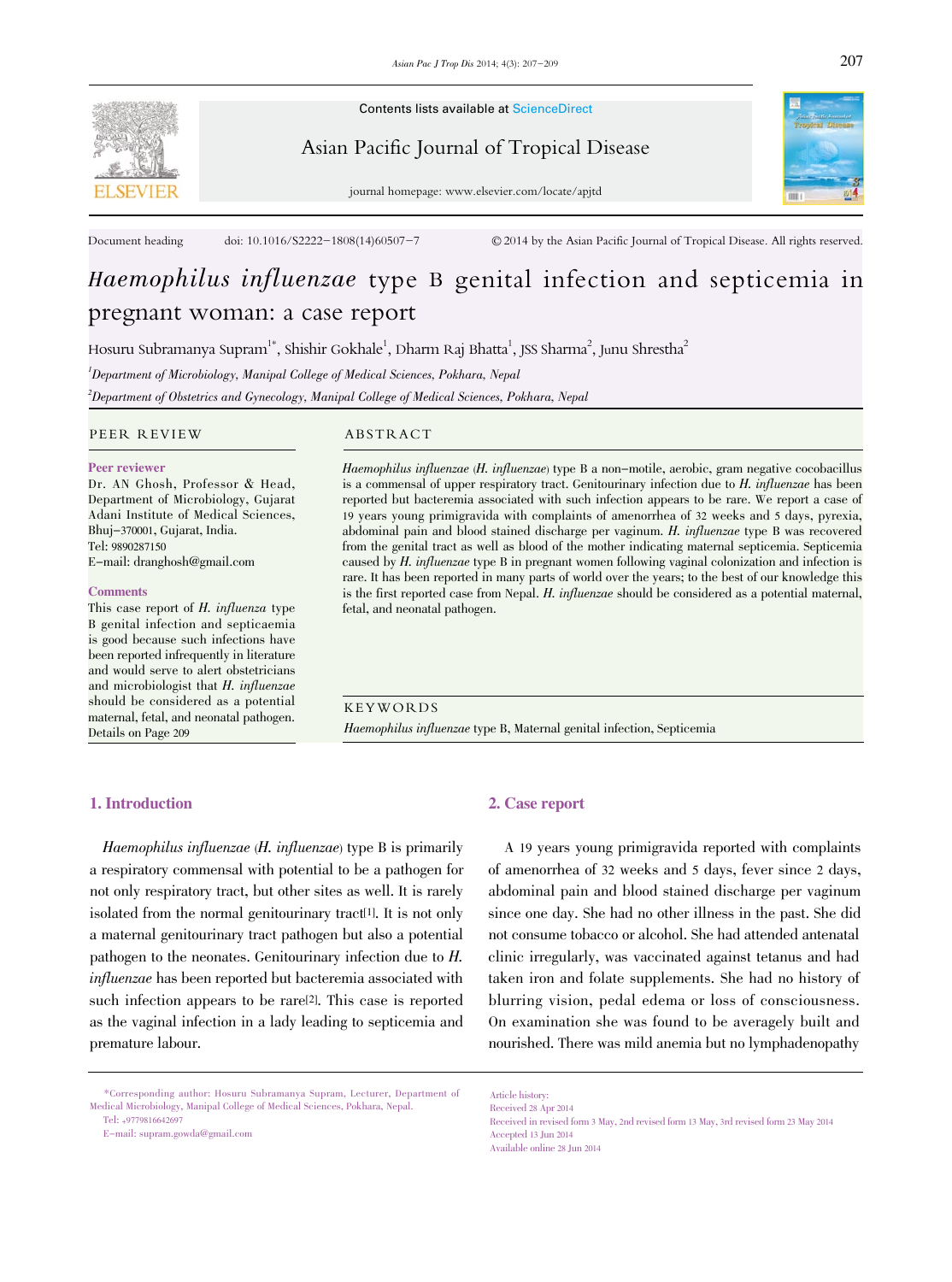Contents lists available at ScienceDirect

Asian Pacific Journal of Tropical Disease

journal homepage: www.elsevier.com/locate/apjtd

Document heading doi: 10.1016/S2222-1808(14)60507-7 © 2014 by the Asian Pacific Journal of Tropical Disease. All rights reserved.

# *Haemophilus influenzae* type B genital infection and septicemia in pregnant woman: a case report

Hosuru Subramanya Supram[1*], Shishir Gokhale[1], Dharm Raj Bhatta[1], JSS Sharma[2], Junu Shrestha[2]

[1]Department of Microbiology, Manipal College of Medical Sciences, Pokhara, Nepal

[2]Department of Obstetrics and Gynecology, Manipal College of Medical Sciences, Pokhara, Nepal

## PEER REVIEW

**Peer reviewer**

Dr. AN Ghosh, Professor & Head, Department of Microbiology, Gujarat Adani Institute of Medical Sciences, Bhuj-370001, Gujarat, India.
Tel: 9890287150
E-mail: dranghosh@gmail.com

**Comments**

This case report of *H. influenza* type B genital infection and septicaemia is good because such infections have been reported infrequently in literature and would serve to alert obstetricians and microbiologist that *H. influenzae* should be considered as a potential maternal, fetal, and neonatal pathogen.
Details on Page 209

## ABSTRACT

*Haemophilus influenzae* (*H. influenzae*) type B a non-motile, aerobic, gram negative cocobacillus is a commensal of upper respiratory tract. Genitourinary infection due to *H. influenzae* has been reported but bacteremia associated with such infection appears to be rare. We report a case of 19 years young primigravida with complaints of amenorrhea of 32 weeks and 5 days, pyrexia, abdominal pain and blood stained discharge per vaginum. *H. influenzae* type B was recovered from the genital tract as well as blood of the mother indicating maternal septicemia. Septicemia caused by *H. influenzae* type B in pregnant women following vaginal colonization and infection is rare. It has been reported in many parts of world over the years; to the best of our knowledge this is the first reported case from Nepal. *H. influenzae* should be considered as a potential maternal, fetal, and neonatal pathogen.

## KEYWORDS

*Haemophilus influenzae* type B, Maternal genital infection, Septicemia

## 1. Introduction

*Haemophilus influenzae* (*H. influenzae*) type B is primarily a respiratory commensal with potential to be a pathogen for not only respiratory tract, but other sites as well. It is rarely isolated from the normal genitourinary tract[1]. It is not only a maternal genitourinary tract pathogen but also a potential pathogen to the neonates. Genitourinary infection due to *H. influenzae* has been reported but bacteremia associated with such infection appears to be rare[2]. This case is reported as the vaginal infection in a lady leading to septicemia and premature labour.

## 2. Case report

A 19 years young primigravida reported with complaints of amenorrhea of 32 weeks and 5 days, fever since 2 days, abdominal pain and blood stained discharge per vaginum since one day. She had no other illness in the past. She did not consume tobacco or alcohol. She had attended antenatal clinic irregularly, was vaccinated against tetanus and had taken iron and folate supplements. She had no history of blurring vision, pedal edema or loss of consciousness. On examination she was found to be averagely built and nourished. There was mild anemia but no lymphadenopathy

*Corresponding author: Hosuru Subramanya Supram, Lecturer, Department of Medical Microbiology, Manipal College of Medical Sciences, Pokhara, Nepal.
Tel: +9779816642697
E-mail: supram.gowda@gmail.com

Article history:
Received 28 Apr 2014
Received in revised form 3 May, 2nd revised form 13 May, 3rd revised form 23 May 2014
Accepted 13 Jun 2014
Available online 28 Jun 2014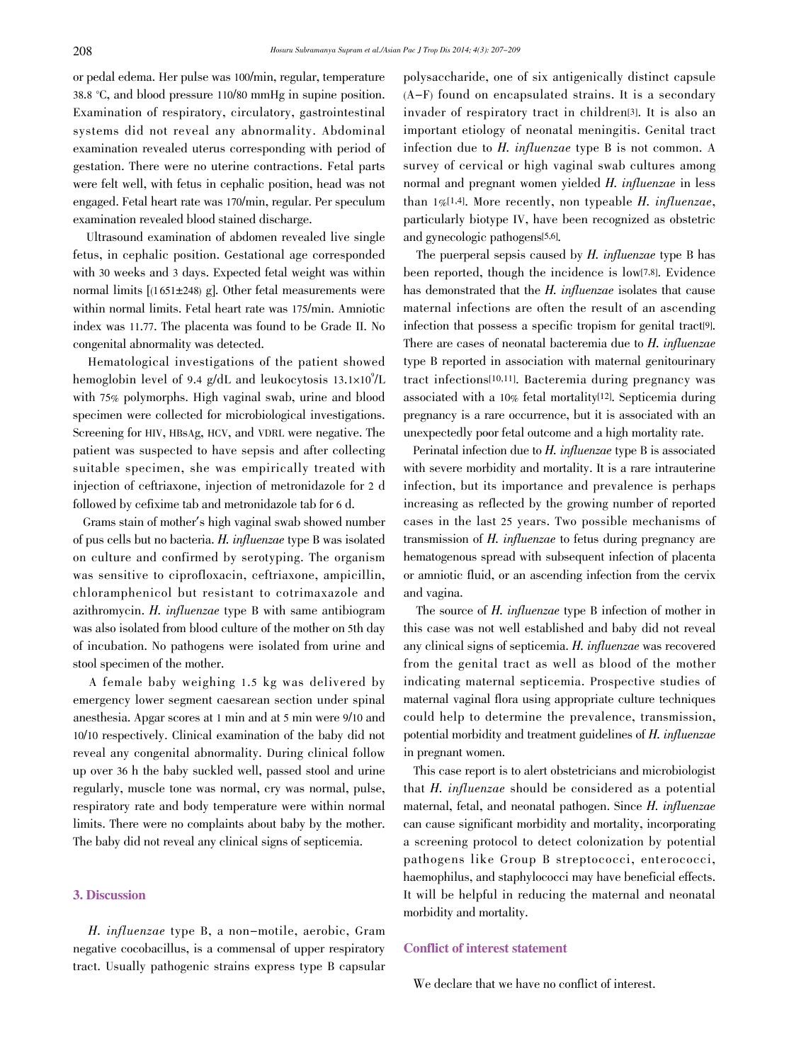or pedal edema. Her pulse was 100/min, regular, temperature 38.8 °C, and blood pressure 110/80 mmHg in supine position. Examination of respiratory, circulatory, gastrointestinal systems did not reveal any abnormality. Abdominal examination revealed uterus corresponding with period of gestation. There were no uterine contractions. Fetal parts were felt well, with fetus in cephalic position, head was not engaged. Fetal heart rate was 170/min, regular. Per speculum examination revealed blood stained discharge.

Ultrasound examination of abdomen revealed live single fetus, in cephalic position. Gestational age corresponded with 30 weeks and 3 days. Expected fetal weight was within normal limits [(1651±248) g]. Other fetal measurements were within normal limits. Fetal heart rate was 175/min. Amniotic index was 11.77. The placenta was found to be Grade II. No congenital abnormality was detected.

Hematological investigations of the patient showed hemoglobin level of 9.4 g/dL and leukocytosis $13.1\times10^9$/L with 75% polymorphs. High vaginal swab, urine and blood specimen were collected for microbiological investigations. Screening for HIV, HBsAg, HCV, and VDRL were negative. The patient was suspected to have sepsis and after collecting suitable specimen, she was empirically treated with injection of ceftriaxone, injection of metronidazole for 2 d followed by cefixime tab and metronidazole tab for 6 d.

Grams stain of mother's high vaginal swab showed number of pus cells but no bacteria. *H. influenzae* type B was isolated on culture and confirmed by serotyping. The organism was sensitive to ciprofloxacin, ceftriaxone, ampicillin, chloramphenicol but resistant to cotrimaxazole and azithromycin. *H. influenzae* type B with same antibiogram was also isolated from blood culture of the mother on 5th day of incubation. No pathogens were isolated from urine and stool specimen of the mother.

A female baby weighing 1.5 kg was delivered by emergency lower segment caesarean section under spinal anesthesia. Apgar scores at 1 min and at 5 min were 9/10 and 10/10 respectively. Clinical examination of the baby did not reveal any congenital abnormality. During clinical follow up over 36 h the baby suckled well, passed stool and urine regularly, muscle tone was normal, cry was normal, pulse, respiratory rate and body temperature were within normal limits. There were no complaints about baby by the mother. The baby did not reveal any clinical signs of septicemia.

## 3. Discussion

*H. influenzae* type B, a non-motile, aerobic, Gram negative cocobacillus, is a commensal of upper respiratory tract. Usually pathogenic strains express type B capsular polysaccharide, one of six antigenically distinct capsule (A-F) found on encapsulated strains. It is a secondary invader of respiratory tract in children[3]. It is also an important etiology of neonatal meningitis. Genital tract infection due to *H. influenzae* type B is not common. A survey of cervical or high vaginal swab cultures among normal and pregnant women yielded *H. influenzae* in less than 1%[1,4]. More recently, non typeable *H. influenzae*, particularly biotype IV, have been recognized as obstetric and gynecologic pathogens[5,6].

The puerperal sepsis caused by *H. influenzae* type B has been reported, though the incidence is low[7,8]. Evidence has demonstrated that the *H. influenzae* isolates that cause maternal infections are often the result of an ascending infection that possess a specific tropism for genital tract[9]. There are cases of neonatal bacteremia due to *H. influenzae* type B reported in association with maternal genitourinary tract infections[10,11]. Bacteremia during pregnancy was associated with a 10% fetal mortality[12]. Septicemia during pregnancy is a rare occurrence, but it is associated with an unexpectedly poor fetal outcome and a high mortality rate.

Perinatal infection due to *H. influenzae* type B is associated with severe morbidity and mortality. It is a rare intrauterine infection, but its importance and prevalence is perhaps increasing as reflected by the growing number of reported cases in the last 25 years. Two possible mechanisms of transmission of *H. influenzae* to fetus during pregnancy are hematogenous spread with subsequent infection of placenta or amniotic fluid, or an ascending infection from the cervix and vagina.

The source of *H. influenzae* type B infection of mother in this case was not well established and baby did not reveal any clinical signs of septicemia. *H. influenzae* was recovered from the genital tract as well as blood of the mother indicating maternal septicemia. Prospective studies of maternal vaginal flora using appropriate culture techniques could help to determine the prevalence, transmission, potential morbidity and treatment guidelines of *H. influenzae* in pregnant women.

This case report is to alert obstetricians and microbiologist that *H. influenzae* should be considered as a potential maternal, fetal, and neonatal pathogen. Since *H. influenzae* can cause significant morbidity and mortality, incorporating a screening protocol to detect colonization by potential pathogens like Group B streptococci, enterococci, haemophilus, and staphylococci may have beneficial effects. It will be helpful in reducing the maternal and neonatal morbidity and mortality.

## Conflict of interest statement

We declare that we have no conflict of interest.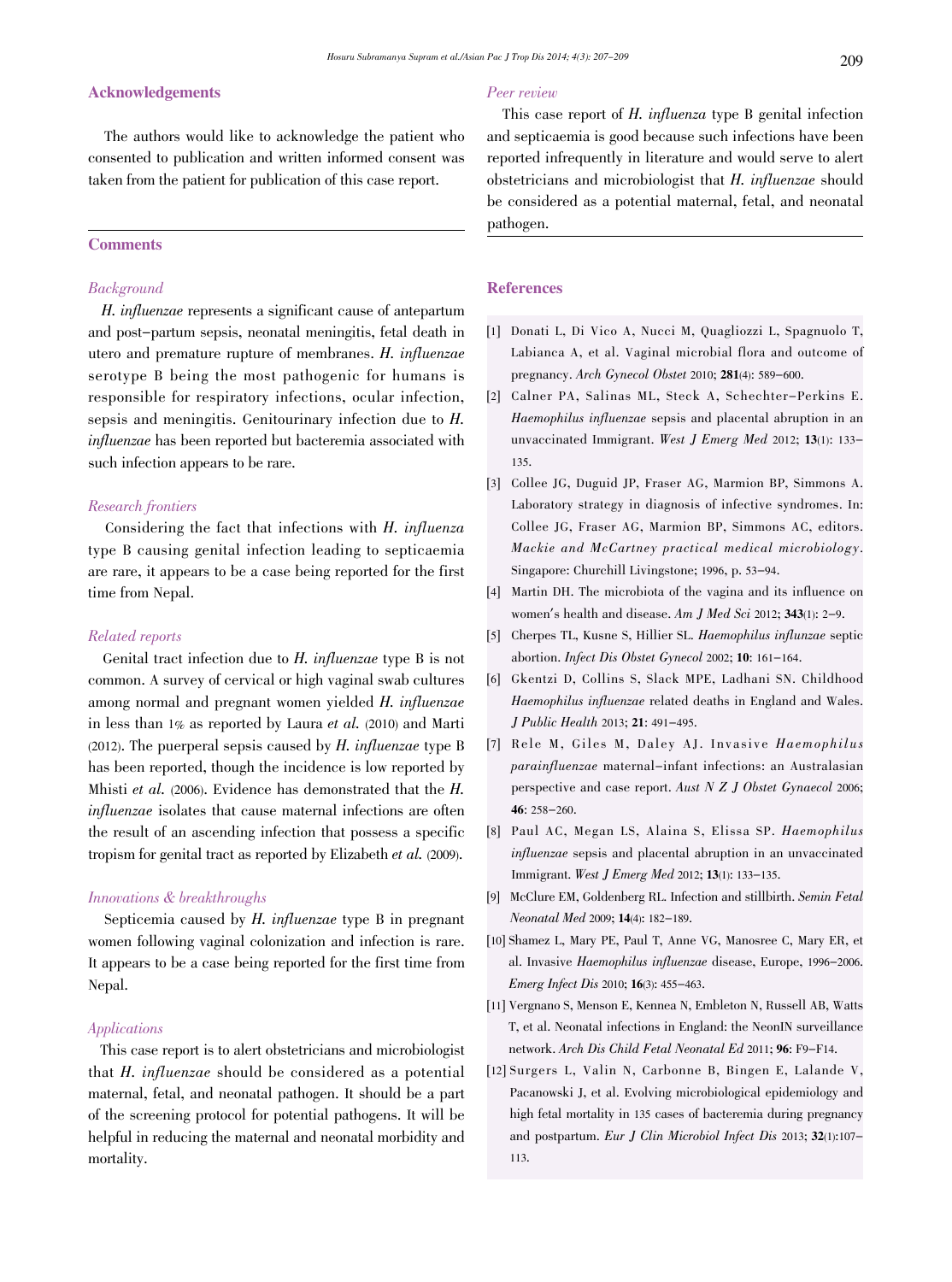## Acknowledgements

The authors would like to acknowledge the patient who consented to publication and written informed consent was taken from the patient for publication of this case report.

## Comments

### *Background*

*H. influenzae* represents a significant cause of antepartum and post-partum sepsis, neonatal meningitis, fetal death in utero and premature rupture of membranes. *H. influenzae* serotype B being the most pathogenic for humans is responsible for respiratory infections, ocular infection, sepsis and meningitis. Genitourinary infection due to *H. influenzae* has been reported but bacteremia associated with such infection appears to be rare.

### *Research frontiers*

Considering the fact that infections with *H. influenza* type B causing genital infection leading to septicaemia are rare, it appears to be a case being reported for the first time from Nepal.

### *Related reports*

Genital tract infection due to *H. influenzae* type B is not common. A survey of cervical or high vaginal swab cultures among normal and pregnant women yielded *H. influenzae* in less than 1% as reported by Laura *et al.* (2010) and Marti (2012). The puerperal sepsis caused by *H. influenzae* type B has been reported, though the incidence is low reported by Mhisti *et al.* (2006). Evidence has demonstrated that the *H. influenzae* isolates that cause maternal infections are often the result of an ascending infection that possess a specific tropism for genital tract as reported by Elizabeth *et al.* (2009).

### *Innovations & breakthroughs*

Septicemia caused by *H. influenzae* type B in pregnant women following vaginal colonization and infection is rare. It appears to be a case being reported for the first time from Nepal.

### *Applications*

This case report is to alert obstetricians and microbiologist that *H. influenzae* should be considered as a potential maternal, fetal, and neonatal pathogen. It should be a part of the screening protocol for potential pathogens. It will be helpful in reducing the maternal and neonatal morbidity and mortality.

### *Peer review*

This case report of *H. influenza* type B genital infection and septicaemia is good because such infections have been reported infrequently in literature and would serve to alert obstetricians and microbiologist that *H. influenzae* should be considered as a potential maternal, fetal, and neonatal pathogen.

## References

[1] Donati L, Di Vico A, Nucci M, Quagliozzi L, Spagnuolo T, Labianca A, et al. Vaginal microbial flora and outcome of pregnancy. *Arch Gynecol Obstet* 2010; **281**(4): 589-600.

[2] Calner PA, Salinas ML, Steck A, Schechter-Perkins E. *Haemophilus influenzae* sepsis and placental abruption in an unvaccinated Immigrant. *West J Emerg Med* 2012; **13**(1): 133-135.

[3] Collee JG, Duguid JP, Fraser AG, Marmion BP, Simmons A. Laboratory strategy in diagnosis of infective syndromes. In: Collee JG, Fraser AG, Marmion BP, Simmons AC, editors. *Mackie and McCartney practical medical microbiology*. Singapore: Churchill Livingstone; 1996, p. 53-94.

[4] Martin DH. The microbiota of the vagina and its influence on women's health and disease. *Am J Med Sci* 2012; **343**(1): 2-9.

[5] Cherpes TL, Kusne S, Hillier SL. *Haemophilus influnzae* septic abortion. *Infect Dis Obstet Gynecol* 2002; **10**: 161-164.

[6] Gkentzi D, Collins S, Slack MPE, Ladhani SN. Childhood *Haemophilus influenzae* related deaths in England and Wales. *J Public Health* 2013; **21**: 491-495.

[7] Rele M, Giles M, Daley AJ. Invasive *Haemophilus parainfluenzae* maternal-infant infections: an Australasian perspective and case report. *Aust N Z J Obstet Gynaecol* 2006; **46**: 258-260.

[8] Paul AC, Megan LS, Alaina S, Elissa SP. *Haemophilus influenzae* sepsis and placental abruption in an unvaccinated Immigrant. *West J Emerg Med* 2012; **13**(1): 133-135.

[9] McClure EM, Goldenberg RL. Infection and stillbirth. *Semin Fetal Neonatal Med* 2009; **14**(4): 182-189.

[10] Shamez L, Mary PE, Paul T, Anne VG, Manosree C, Mary ER, et al. Invasive *Haemophilus influenzae* disease, Europe, 1996-2006. *Emerg Infect Dis* 2010; **16**(3): 455-463.

[11] Vergnano S, Menson E, Kennea N, Embleton N, Russell AB, Watts T, et al. Neonatal infections in England: the NeonIN surveillance network. *Arch Dis Child Fetal Neonatal Ed* 2011; **96**: F9-F14.

[12] Surgers L, Valin N, Carbonne B, Bingen E, Lalande V, Pacanowski J, et al. Evolving microbiological epidemiology and high fetal mortality in 135 cases of bacteremia during pregnancy and postpartum. *Eur J Clin Microbiol Infect Dis* 2013; **32**(1):107-113.